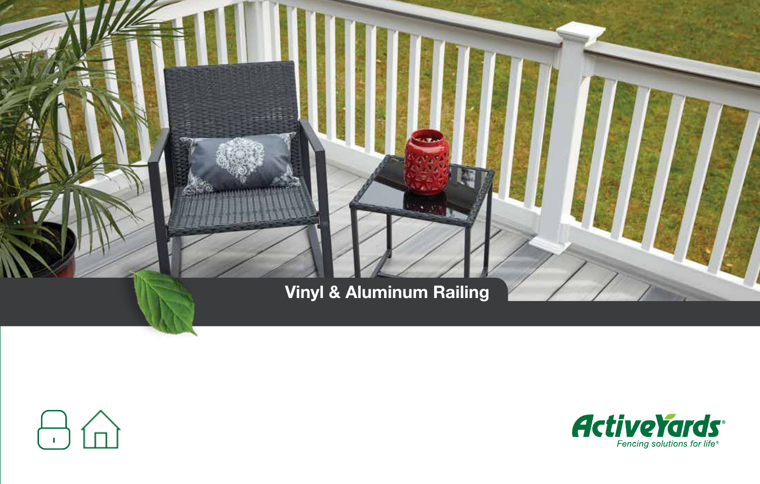# Vinyl & Aluminum Railing

ActiveYards®

*Fencing solutions for life®*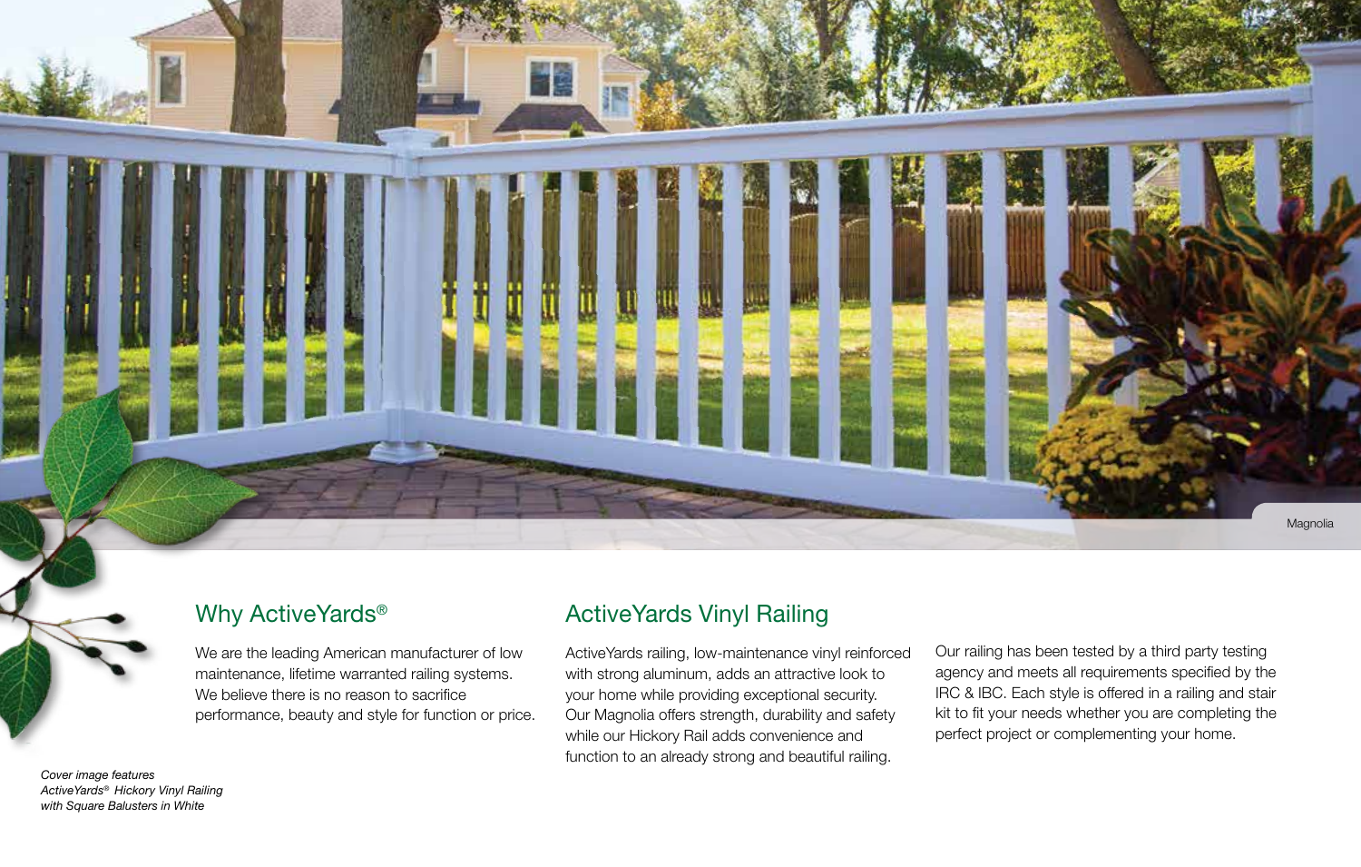Magnolia

## Why ActiveYards®

We are the leading American manufacturer of low maintenance, lifetime warranted railing systems. We believe there is no reason to sacrifice performance, beauty and style for function or price.

## ActiveYards Vinyl Railing

ActiveYards railing, low-maintenance vinyl reinforced with strong aluminum, adds an attractive look to your home while providing exceptional security. Our Magnolia offers strength, durability and safety while our Hickory Rail adds convenience and function to an already strong and beautiful railing.

Our railing has been tested by a third party testing agency and meets all requirements specified by the IRC & IBC. Each style is offered in a railing and stair kit to fit your needs whether you are completing the perfect project or complementing your home.

*Cover image features ActiveYards® Hickory Vinyl Railing with Square Balusters in White*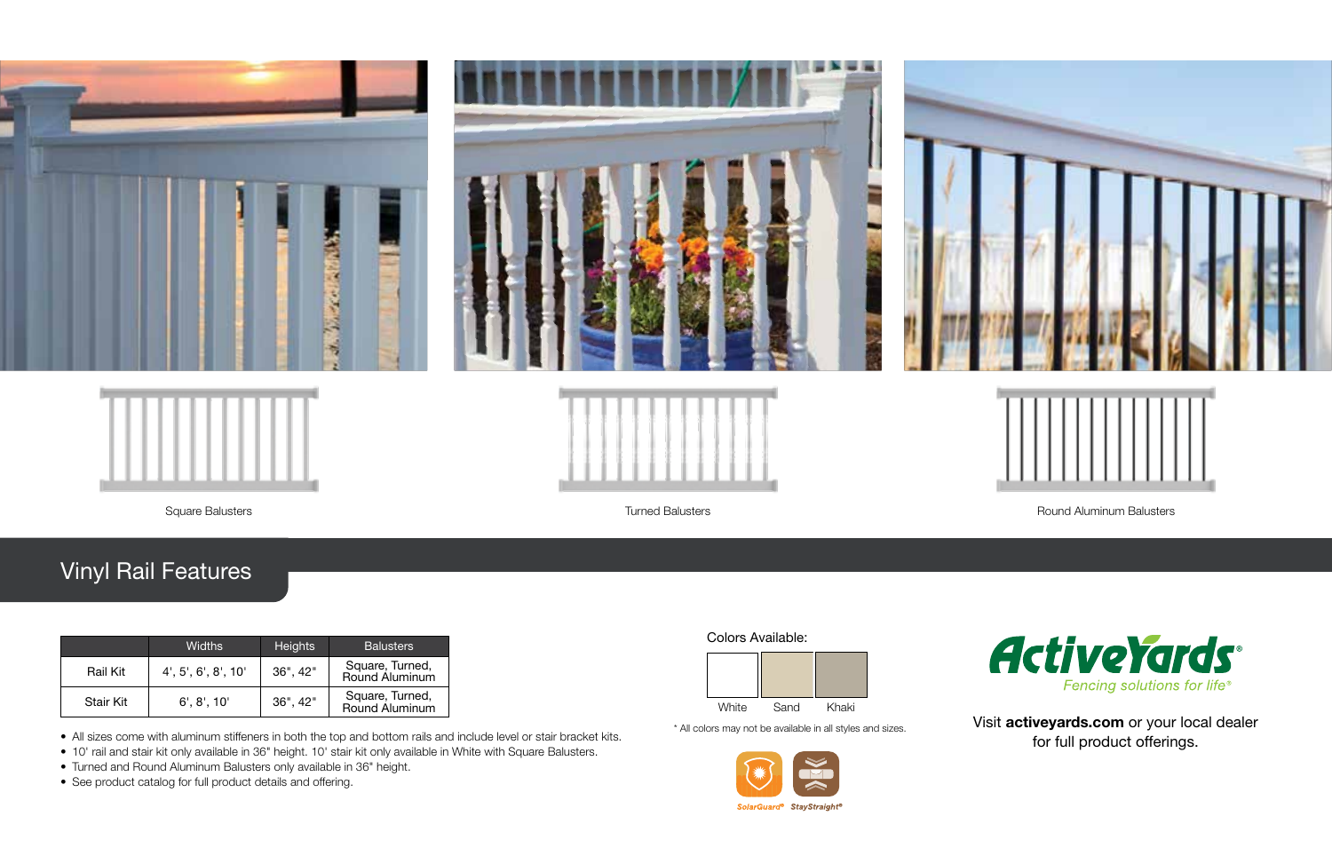Square Balusters

Turned Balusters

Round Aluminum Balusters

## Vinyl Rail Features

| | Widths | Heights | Balusters |
| --- | --- | --- | --- |
| Rail Kit | 4', 5', 6', 8', 10' | 36", 42" | Square, Turned, Round Aluminum |
| Stair Kit | 6', 8', 10' | 36", 42" | Square, Turned, Round Aluminum |

- All sizes come with aluminum stiffeners in both the top and bottom rails and include level or stair bracket kits.
- 10' rail and stair kit only available in 36" height. 10' stair kit only available in White with Square Balusters.
- Turned and Round Aluminum Balusters only available in 36" height.
- See product catalog for full product details and offering.

Colors Available:

White | Sand | Khaki

* All colors may not be available in all styles and sizes.

SolarGuard® StayStraight®

ActiveYards®
*Fencing solutions for life®*

Visit **activeyards.com** or your local dealer for full product offerings.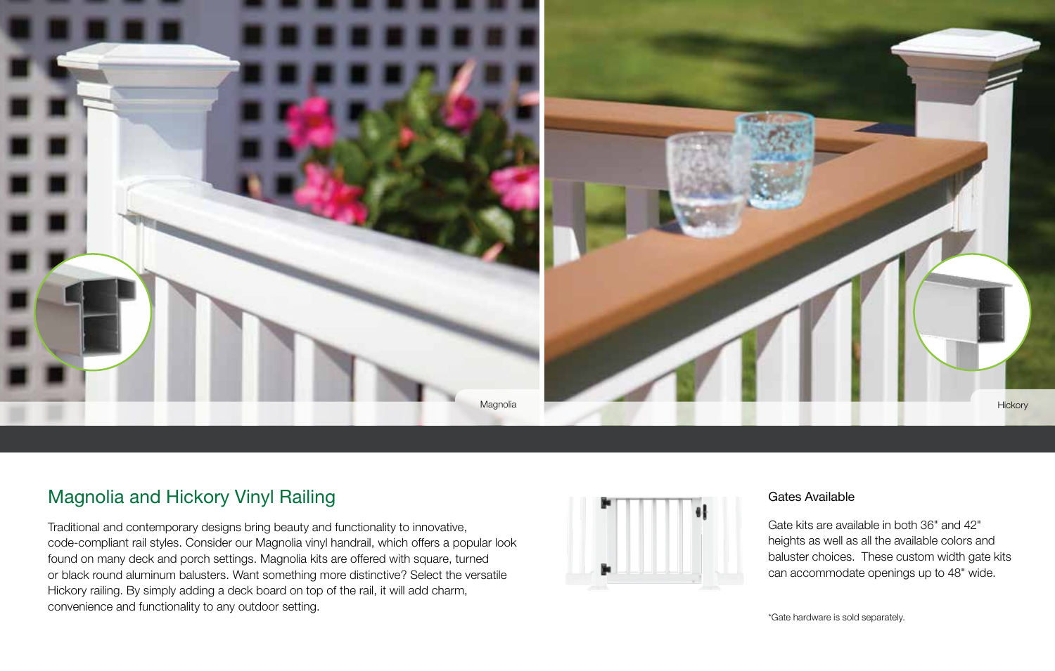Magnolia

Hickory

## Magnolia and Hickory Vinyl Railing

Traditional and contemporary designs bring beauty and functionality to innovative, code-compliant rail styles. Consider our Magnolia vinyl handrail, which offers a popular look found on many deck and porch settings. Magnolia kits are offered with square, turned or black round aluminum balusters. Want something more distinctive? Select the versatile Hickory railing. By simply adding a deck board on top of the rail, it will add charm, convenience and functionality to any outdoor setting.

### Gates Available

Gate kits are available in both 36" and 42" heights as well as all the available colors and baluster choices. These custom width gate kits can accommodate openings up to 48" wide.

*Gate hardware is sold separately.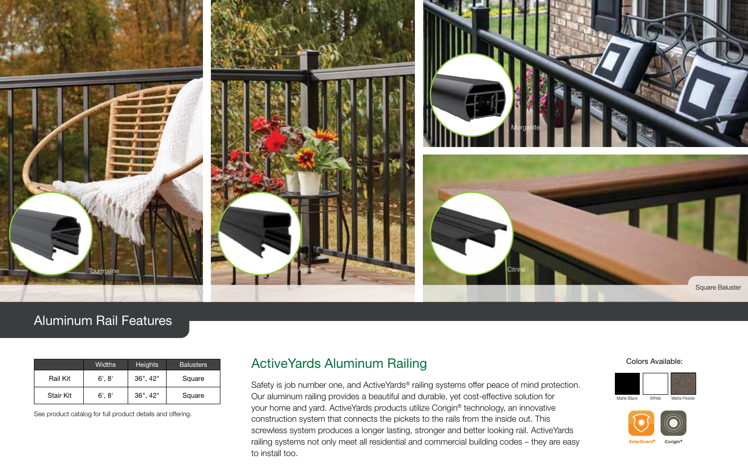Tourmaline

Agate

Morganite

Citrine

Square Baluster

## Aluminum Rail Features

| | Widths | Heights | Balusters |
|---|---|---|---|
| Rail Kit | 6', 8' | 36", 42" | Square |
| Stair Kit | 6', 8' | 36", 42" | Square |

See product catalog for full product details and offering.

## ActiveYards Aluminum Railing

Safety is job number one, and ActiveYards® railing systems offer peace of mind protection. Our aluminum railing provides a beautiful and durable, yet cost-effective solution for your home and yard. ActiveYards products utilize Corigin® technology, an innovative construction system that connects the pickets to the rails from the inside out. This screwless system produces a longer lasting, stronger and better looking rail. ActiveYards railing systems not only meet all residential and commercial building codes – they are easy to install too.

Colors Available:

Matte Black   White   Matte Pewter

SolarGuard®   Corigin®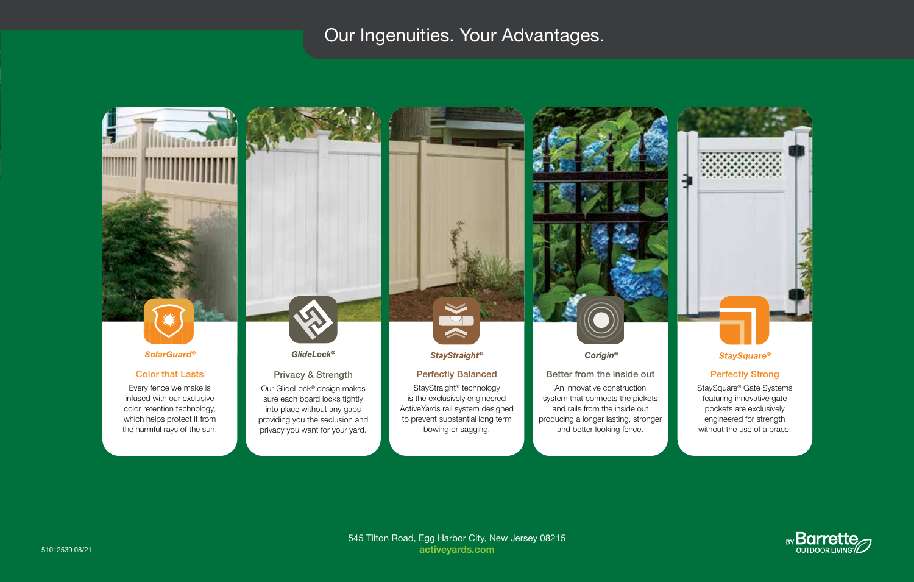# Our Ingenuities. Your Advantages.

### SolarGuard®

**Color that Lasts**

Every fence we make is infused with our exclusive color retention technology, which helps protect it from the harmful rays of the sun.

### GlideLock®

**Privacy & Strength**

Our GlideLock® design makes sure each board locks tightly into place without any gaps providing you the seclusion and privacy you want for your yard.

### StayStraight®

**Perfectly Balanced**

StayStraight® technology is the exclusively engineered ActiveYards rail system designed to prevent substantial long term bowing or sagging.

### Corigin®

**Better from the inside out**

An innovative construction system that connects the pickets and rails from the inside out producing a longer lasting, stronger and better looking fence.

### StaySquare®

**Perfectly Strong**

StaySquare® Gate Systems featuring innovative gate pockets are exclusively engineered for strength without the use of a brace.

51012530 08/21

545 Tilton Road, Egg Harbor City, New Jersey 08215
activeyards.com

BY Barrette OUTDOOR LIVING